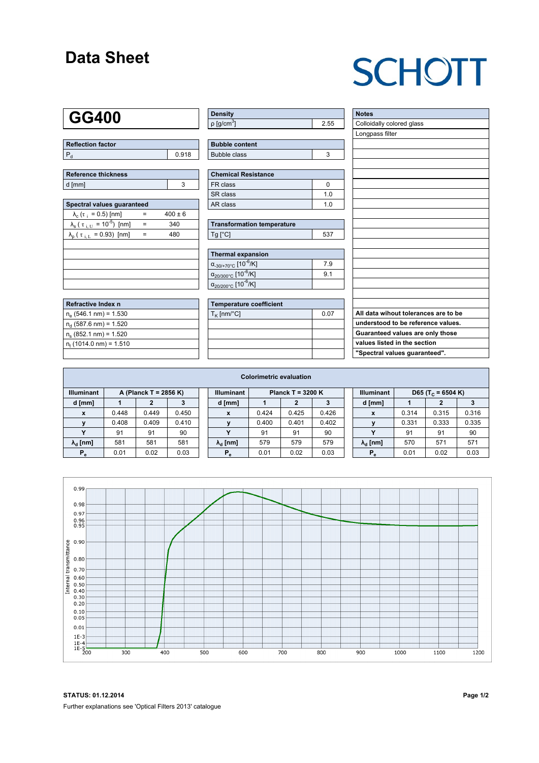# Data Sheet

SCHOTT

## GG400

| Reflection factor | |
|---|---|
| $P_d$ | 0.918 |

| Reference thickness | |
|---|---|
| d [mm] | 3 |

| Spectral values guaranteed | | |
|---|---|---|
| $\lambda_c$ ($\tau_i$ = 0.5) [nm] | = | 400 ± 6 |
| $\lambda_s$ ($\tau_{i,U}$ = $10^{-5}$) [nm] | = | 340 |
| $\lambda_p$ ($\tau_{i,L}$ = 0.93) [nm] | = | 480 |

| Refractive Index n |
|---|
| $n_e$ (546.1 nm) = 1.530 |
| $n_d$ (587.6 nm) = 1.520 |
| $n_s$ (852.1 nm) = 1.520 |
| $n_t$ (1014.0 nm) = 1.510 |

| Density | |
|---|---|
| ρ [g/cm³] | 2.55 |

| Bubble content | |
|---|---|
| Bubble class | 3 |

| Chemical Resistance | |
|---|---|
| FR class | 0 |
| SR class | 1.0 |
| AR class | 1.0 |

| Transformation temperature | |
|---|---|
| Tg [°C] | 537 |

| Thermal expansion | |
|---|---|
| $\alpha_{-30/+70°C}$ [$10^{-6}$/K] | 7.9 |
| $\alpha_{20/300°C}$ [$10^{-6}$/K] | 9.1 |
| $\alpha_{20/200°C}$ [$10^{-6}$/K] | |

| Temperature coefficient | |
|---|---|
| $T_K$ [nm/°C] | 0.07 |

| Notes |
|---|
| Colloidally colored glass |
| Longpass filter |

**All data wihout tolerances are to be understood to be reference values. Guaranteed values are only those values listed in the section "Spectral values guaranteed".**

### Colorimetric evaluation

| Illuminant | A (Planck T = 2856 K) | | | Illuminant | Planck T = 3200 K | | | Illuminant | D65 ($T_C$ = 6504 K) | | |
|---|---|---|---|---|---|---|---|---|---|---|---|
| d [mm] | 1 | 2 | 3 | d [mm] | 1 | 2 | 3 | d [mm] | 1 | 2 | 3 |
| x | 0.448 | 0.449 | 0.450 | x | 0.424 | 0.425 | 0.426 | x | 0.314 | 0.315 | 0.316 |
| y | 0.408 | 0.409 | 0.410 | y | 0.400 | 0.401 | 0.402 | y | 0.331 | 0.333 | 0.335 |
| Y | 91 | 91 | 90 | Y | 91 | 91 | 90 | Y | 91 | 91 | 90 |
| $\lambda_d$ [nm] | 581 | 581 | 581 | $\lambda_d$ [nm] | 579 | 579 | 579 | $\lambda_d$ [nm] | 570 | 571 | 571 |
| $P_e$ | 0.01 | 0.02 | 0.03 | $P_e$ | 0.01 | 0.02 | 0.03 | $P_e$ | 0.01 | 0.02 | 0.03 |

**STATUS: 01.12.2014**

Further explanations see 'Optical Filters 2013' catalogue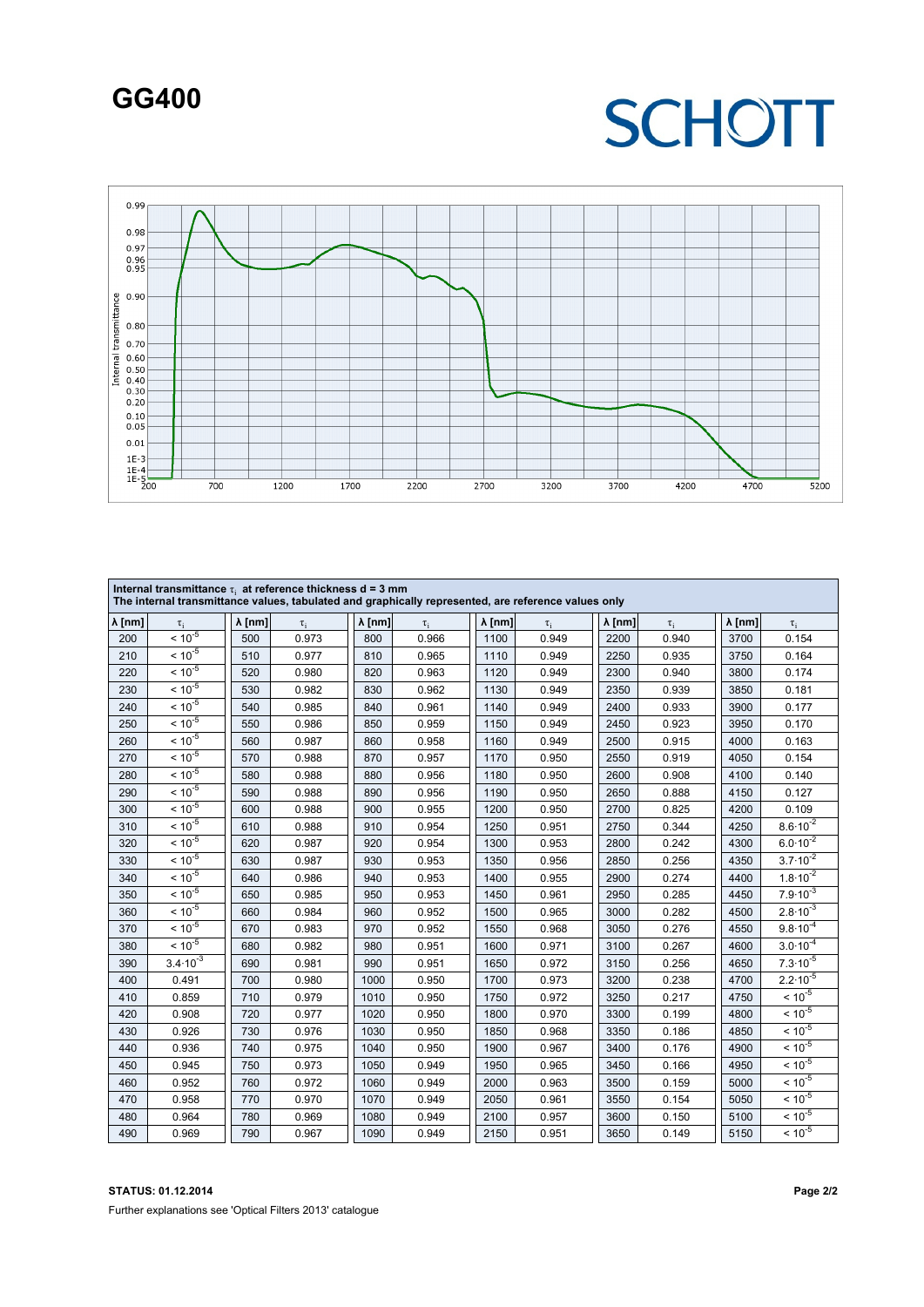# GG400

SCHOTT

0.99
0.98
0.97
0.96
0.95
0.90
0.80
0.70
0.60
0.50
0.40
0.30
0.20
0.10
0.05
0.01
1E-3
1E-4
1E-5

Internal transmittance

200 700 1200 1700 2200 2700 3200 3700 4200 4700 5200

**Internal transmittance $\tau_i$ at reference thickness d = 3 mm**
**The internal transmittance values, tabulated and graphically represented, are reference values only**

| λ [nm] | $\tau_i$ | λ [nm] | $\tau_i$ | λ [nm] | $\tau_i$ | λ [nm] | $\tau_i$ | λ [nm] | $\tau_i$ | λ [nm] | $\tau_i$ |
|---|---|---|---|---|---|---|---|---|---|---|---|
| 200 | $< 10^{-5}$ | 500 | 0.973 | 800 | 0.966 | 1100 | 0.949 | 2200 | 0.940 | 3700 | 0.154 |
| 210 | $< 10^{-5}$ | 510 | 0.977 | 810 | 0.965 | 1110 | 0.949 | 2250 | 0.935 | 3750 | 0.164 |
| 220 | $< 10^{-5}$ | 520 | 0.980 | 820 | 0.963 | 1120 | 0.949 | 2300 | 0.940 | 3800 | 0.174 |
| 230 | $< 10^{-5}$ | 530 | 0.982 | 830 | 0.962 | 1130 | 0.949 | 2350 | 0.939 | 3850 | 0.181 |
| 240 | $< 10^{-5}$ | 540 | 0.985 | 840 | 0.961 | 1140 | 0.949 | 2400 | 0.933 | 3900 | 0.177 |
| 250 | $< 10^{-5}$ | 550 | 0.986 | 850 | 0.959 | 1150 | 0.949 | 2450 | 0.923 | 3950 | 0.170 |
| 260 | $< 10^{-5}$ | 560 | 0.987 | 860 | 0.958 | 1160 | 0.949 | 2500 | 0.915 | 4000 | 0.163 |
| 270 | $< 10^{-5}$ | 570 | 0.988 | 870 | 0.957 | 1170 | 0.950 | 2550 | 0.919 | 4050 | 0.154 |
| 280 | $< 10^{-5}$ | 580 | 0.988 | 880 | 0.956 | 1180 | 0.950 | 2600 | 0.908 | 4100 | 0.140 |
| 290 | $< 10^{-5}$ | 590 | 0.988 | 890 | 0.956 | 1190 | 0.950 | 2650 | 0.888 | 4150 | 0.127 |
| 300 | $< 10^{-5}$ | 600 | 0.988 | 900 | 0.955 | 1200 | 0.950 | 2700 | 0.825 | 4200 | 0.109 |
| 310 | $< 10^{-5}$ | 610 | 0.988 | 910 | 0.954 | 1250 | 0.951 | 2750 | 0.344 | 4250 | $8.6 \cdot 10^{-2}$ |
| 320 | $< 10^{-5}$ | 620 | 0.987 | 920 | 0.954 | 1300 | 0.953 | 2800 | 0.242 | 4300 | $6.0 \cdot 10^{-2}$ |
| 330 | $< 10^{-5}$ | 630 | 0.987 | 930 | 0.953 | 1350 | 0.956 | 2850 | 0.256 | 4350 | $3.7 \cdot 10^{-2}$ |
| 340 | $< 10^{-5}$ | 640 | 0.986 | 940 | 0.953 | 1400 | 0.955 | 2900 | 0.274 | 4400 | $1.8 \cdot 10^{-2}$ |
| 350 | $< 10^{-5}$ | 650 | 0.985 | 950 | 0.953 | 1450 | 0.961 | 2950 | 0.285 | 4450 | $7.9 \cdot 10^{-3}$ |
| 360 | $< 10^{-5}$ | 660 | 0.984 | 960 | 0.952 | 1500 | 0.965 | 3000 | 0.282 | 4500 | $2.8 \cdot 10^{-3}$ |
| 370 | $< 10^{-5}$ | 670 | 0.983 | 970 | 0.952 | 1550 | 0.968 | 3050 | 0.276 | 4550 | $9.8 \cdot 10^{-4}$ |
| 380 | $< 10^{-5}$ | 680 | 0.982 | 980 | 0.951 | 1600 | 0.971 | 3100 | 0.267 | 4600 | $3.0 \cdot 10^{-4}$ |
| 390 | $3.4 \cdot 10^{-3}$ | 690 | 0.981 | 990 | 0.951 | 1650 | 0.972 | 3150 | 0.256 | 4650 | $7.3 \cdot 10^{-5}$ |
| 400 | 0.491 | 700 | 0.980 | 1000 | 0.950 | 1700 | 0.973 | 3200 | 0.238 | 4700 | $2.2 \cdot 10^{-5}$ |
| 410 | 0.859 | 710 | 0.979 | 1010 | 0.950 | 1750 | 0.972 | 3250 | 0.217 | 4750 | $< 10^{-5}$ |
| 420 | 0.908 | 720 | 0.977 | 1020 | 0.950 | 1800 | 0.970 | 3300 | 0.199 | 4800 | $< 10^{-5}$ |
| 430 | 0.926 | 730 | 0.976 | 1030 | 0.950 | 1850 | 0.968 | 3350 | 0.186 | 4850 | $< 10^{-5}$ |
| 440 | 0.936 | 740 | 0.975 | 1040 | 0.950 | 1900 | 0.967 | 3400 | 0.176 | 4900 | $< 10^{-5}$ |
| 450 | 0.945 | 750 | 0.973 | 1050 | 0.949 | 1950 | 0.965 | 3450 | 0.166 | 4950 | $< 10^{-5}$ |
| 460 | 0.952 | 760 | 0.972 | 1060 | 0.949 | 2000 | 0.963 | 3500 | 0.159 | 5000 | $< 10^{-5}$ |
| 470 | 0.958 | 770 | 0.970 | 1070 | 0.949 | 2050 | 0.961 | 3550 | 0.154 | 5050 | $< 10^{-5}$ |
| 480 | 0.964 | 780 | 0.969 | 1080 | 0.949 | 2100 | 0.957 | 3600 | 0.150 | 5100 | $< 10^{-5}$ |
| 490 | 0.969 | 790 | 0.967 | 1090 | 0.949 | 2150 | 0.951 | 3650 | 0.149 | 5150 | $< 10^{-5}$ |

**STATUS: 01.12.2014**

Further explanations see 'Optical Filters 2013' catalogue